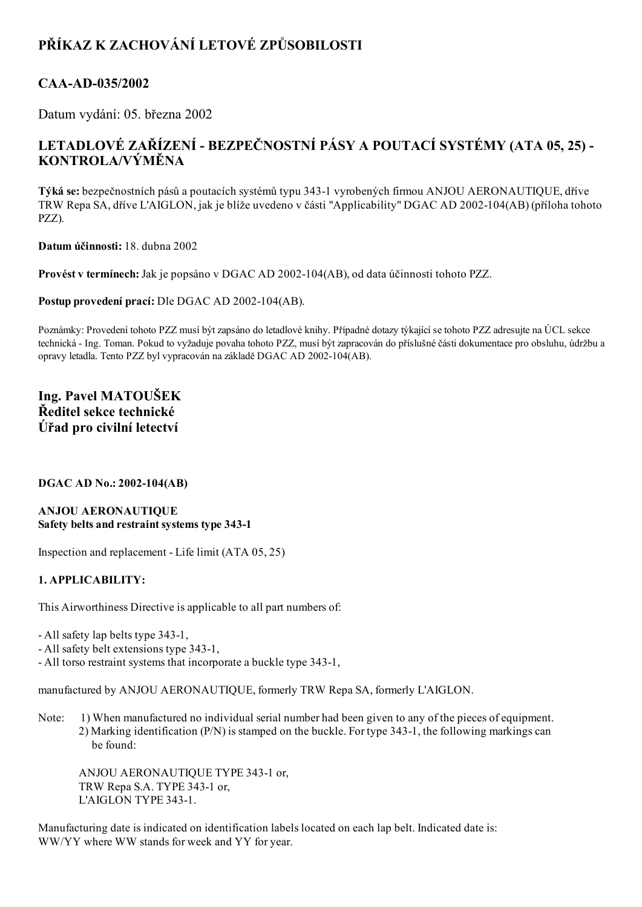# PŘÍKAZ K ZACHOVÁNÍ LETOVÉ ZPŮSOBILOSTI

## CAA-AD-035/2002

Datum vydání: 05. března 2002

## LETADLOVÉ ZAŘÍZENÍ - BEZPEČNOSTNÍ PÁSY A POUTACÍ SYSTÉMY (ATA 05, 25) - KONTROLA/VÝMĚNA

**Týká se:** bezpečnostních pásů a poutacích systémů typu 343-1 vyrobených firmou ANJOU AERONAUTIQUE, dříve TRW Repa SA, dříve L'AIGLON, jak je blíže uvedeno v části "Applicability" DGAC AD 2002-104(AB) (příloha tohoto PZZ).

**Datum účinnosti:** 18. dubna 2002

**Provést v termínech:** Jak je popsáno v DGAC AD 2002-104(AB), od data účinnosti tohoto PZZ.

**Postup provedení prací:** Dle DGAC AD 2002-104(AB).

Poznámky: Provedení tohoto PZZ musí být zapsáno do letadlové knihy. Případné dotazy týkající se tohoto PZZ adresujte na ÚCL sekce technická - Ing. Toman. Pokud to vyžaduje povaha tohoto PZZ, musí být zapracován do příslušné části dokumentace pro obsluhu, údržbu a opravy letadla. Tento PZZ byl vypracován na základě DGAC AD 2002-104(AB).

**Ing. Pavel MATOUŠEK**
**Ředitel sekce technické**
**Úřad pro civilní letectví**

**DGAC AD No.: 2002-104(AB)**

**ANJOU AERONAUTIQUE**
**Safety belts and restraint systems type 343-1**

Inspection and replacement - Life limit (ATA 05, 25)

**1. APPLICABILITY:**

This Airworthiness Directive is applicable to all part numbers of:

- All safety lap belts type 343-1,
- All safety belt extensions type 343-1,
- All torso restraint systems that incorporate a buckle type 343-1,

manufactured by ANJOU AERONAUTIQUE, formerly TRW Repa SA, formerly L'AIGLON.

Note: 1) When manufactured no individual serial number had been given to any of the pieces of equipment.
2) Marking identification (P/N) is stamped on the buckle. For type 343-1, the following markings can be found:

ANJOU AERONAUTIQUE TYPE 343-1 or,
TRW Repa S.A. TYPE 343-1 or,
L'AIGLON TYPE 343-1.

Manufacturing date is indicated on identification labels located on each lap belt. Indicated date is: WW/YY where WW stands for week and YY for year.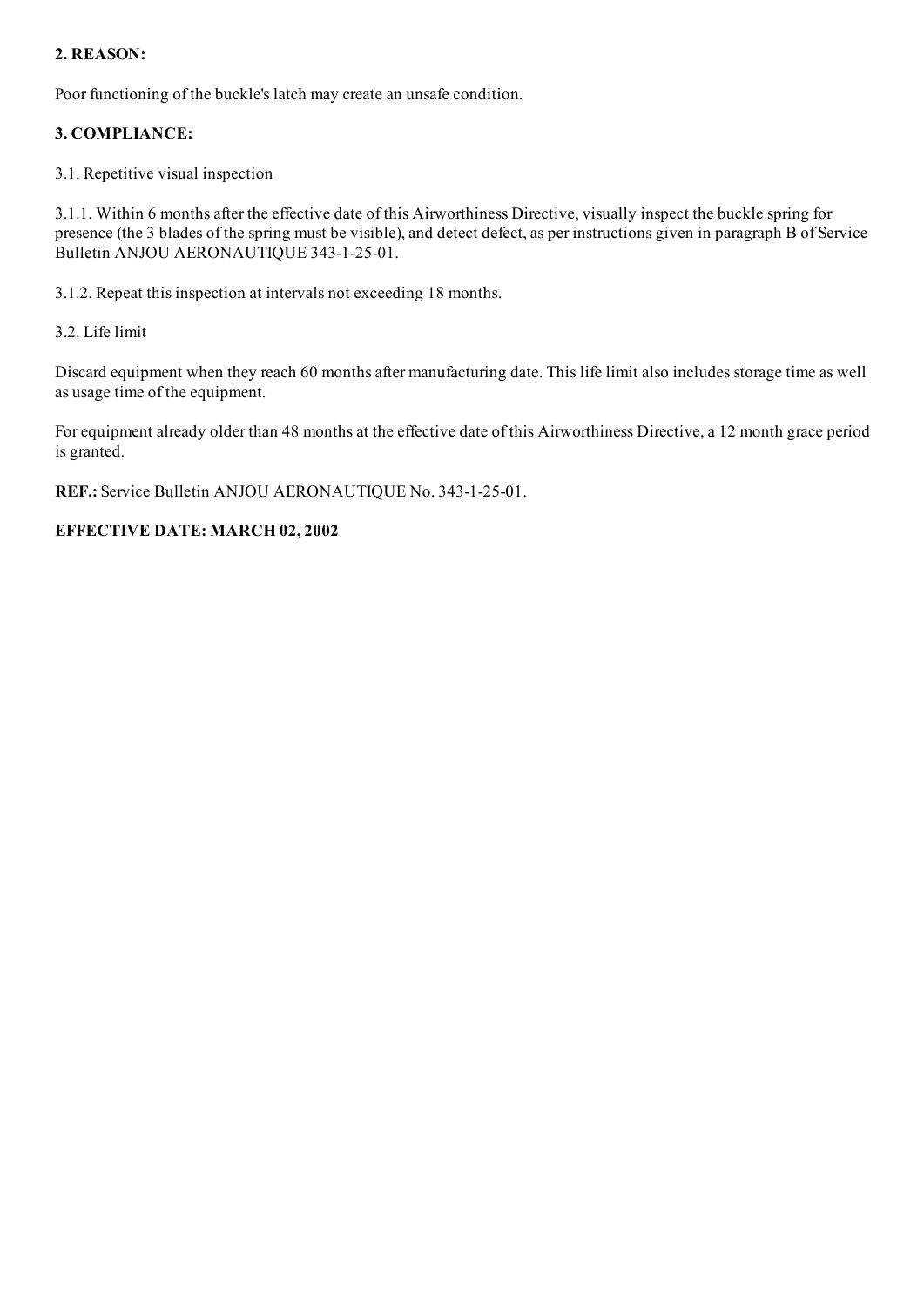**2. REASON:**

Poor functioning of the buckle's latch may create an unsafe condition.

**3. COMPLIANCE:**

3.1. Repetitive visual inspection

3.1.1. Within 6 months after the effective date of this Airworthiness Directive, visually inspect the buckle spring for presence (the 3 blades of the spring must be visible), and detect defect, as per instructions given in paragraph B of Service Bulletin ANJOU AERONAUTIQUE 343-1-25-01.

3.1.2. Repeat this inspection at intervals not exceeding 18 months.

3.2. Life limit

Discard equipment when they reach 60 months after manufacturing date. This life limit also includes storage time as well as usage time of the equipment.

For equipment already older than 48 months at the effective date of this Airworthiness Directive, a 12 month grace period is granted.

**REF.:** Service Bulletin ANJOU AERONAUTIQUE No. 343-1-25-01.

**EFFECTIVE DATE: MARCH 02, 2002**